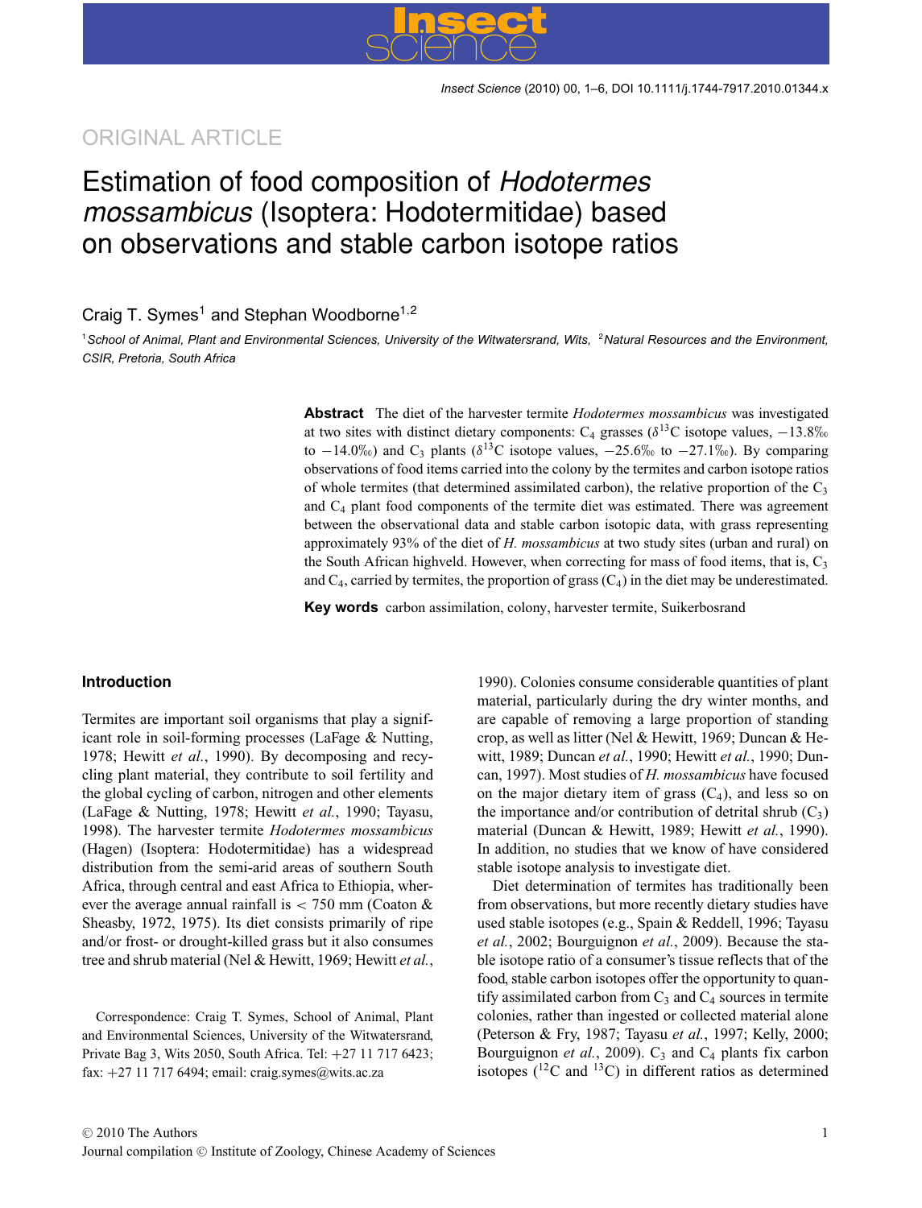ORIGINAL ARTICLE

# Estimation of food composition of *Hodotermes mossambicus* (Isoptera: Hodotermitidae) based on observations and stable carbon isotope ratios

Craig T. Symes[1] and Stephan Woodborne[1,2]

[1]*School of Animal, Plant and Environmental Sciences, University of the Witwatersrand, Wits,* [2]*Natural Resources and the Environment, CSIR, Pretoria, South Africa*

**Abstract** The diet of the harvester termite *Hodotermes mossambicus* was investigated at two sites with distinct dietary components: $C_4$ grasses ($\delta^{13}C$ isotope values, −13.8‰ to −14.0‰) and $C_3$ plants ($\delta^{13}C$ isotope values, −25.6‰ to −27.1‰). By comparing observations of food items carried into the colony by the termites and carbon isotope ratios of whole termites (that determined assimilated carbon), the relative proportion of the $C_3$ and $C_4$ plant food components of the termite diet was estimated. There was agreement between the observational data and stable carbon isotopic data, with grass representing approximately 93% of the diet of *H. mossambicus* at two study sites (urban and rural) on the South African highveld. However, when correcting for mass of food items, that is, $C_3$ and $C_4$, carried by termites, the proportion of grass ($C_4$) in the diet may be underestimated.

**Key words** carbon assimilation, colony, harvester termite, Suikerbosrand

## Introduction

Termites are important soil organisms that play a significant role in soil-forming processes (LaFage & Nutting, 1978; Hewitt *et al.*, 1990). By decomposing and recycling plant material, they contribute to soil fertility and the global cycling of carbon, nitrogen and other elements (LaFage & Nutting, 1978; Hewitt *et al.*, 1990; Tayasu, 1998). The harvester termite *Hodotermes mossambicus* (Hagen) (Isoptera: Hodotermitidae) has a widespread distribution from the semi-arid areas of southern South Africa, through central and east Africa to Ethiopia, wherever the average annual rainfall is < 750 mm (Coaton & Sheasby, 1972, 1975). Its diet consists primarily of ripe and/or frost- or drought-killed grass but it also consumes tree and shrub material (Nel & Hewitt, 1969; Hewitt *et al.*, 1990). Colonies consume considerable quantities of plant material, particularly during the dry winter months, and are capable of removing a large proportion of standing crop, as well as litter (Nel & Hewitt, 1969; Duncan & Hewitt, 1989; Duncan *et al.*, 1990; Hewitt *et al.*, 1990; Duncan, 1997). Most studies of *H. mossambicus* have focused on the major dietary item of grass ($C_4$), and less so on the importance and/or contribution of detrital shrub ($C_3$) material (Duncan & Hewitt, 1989; Hewitt *et al.*, 1990). In addition, no studies that we know of have considered stable isotope analysis to investigate diet.

Diet determination of termites has traditionally been from observations, but more recently dietary studies have used stable isotopes (e.g., Spain & Reddell, 1996; Tayasu *et al.*, 2002; Bourguignon *et al.*, 2009). Because the stable isotope ratio of a consumer's tissue reflects that of the food, stable carbon isotopes offer the opportunity to quantify assimilated carbon from $C_3$ and $C_4$ sources in termite colonies, rather than ingested or collected material alone (Peterson & Fry, 1987; Tayasu *et al.*, 1997; Kelly, 2000; Bourguignon *et al.*, 2009). $C_3$ and $C_4$ plants fix carbon isotopes ($^{12}C$ and $^{13}C$) in different ratios as determined

Correspondence: Craig T. Symes, School of Animal, Plant and Environmental Sciences, University of the Witwatersrand, Private Bag 3, Wits 2050, South Africa. Tel: +27 11 717 6423; fax: +27 11 717 6494; email: craig.symes@wits.ac.za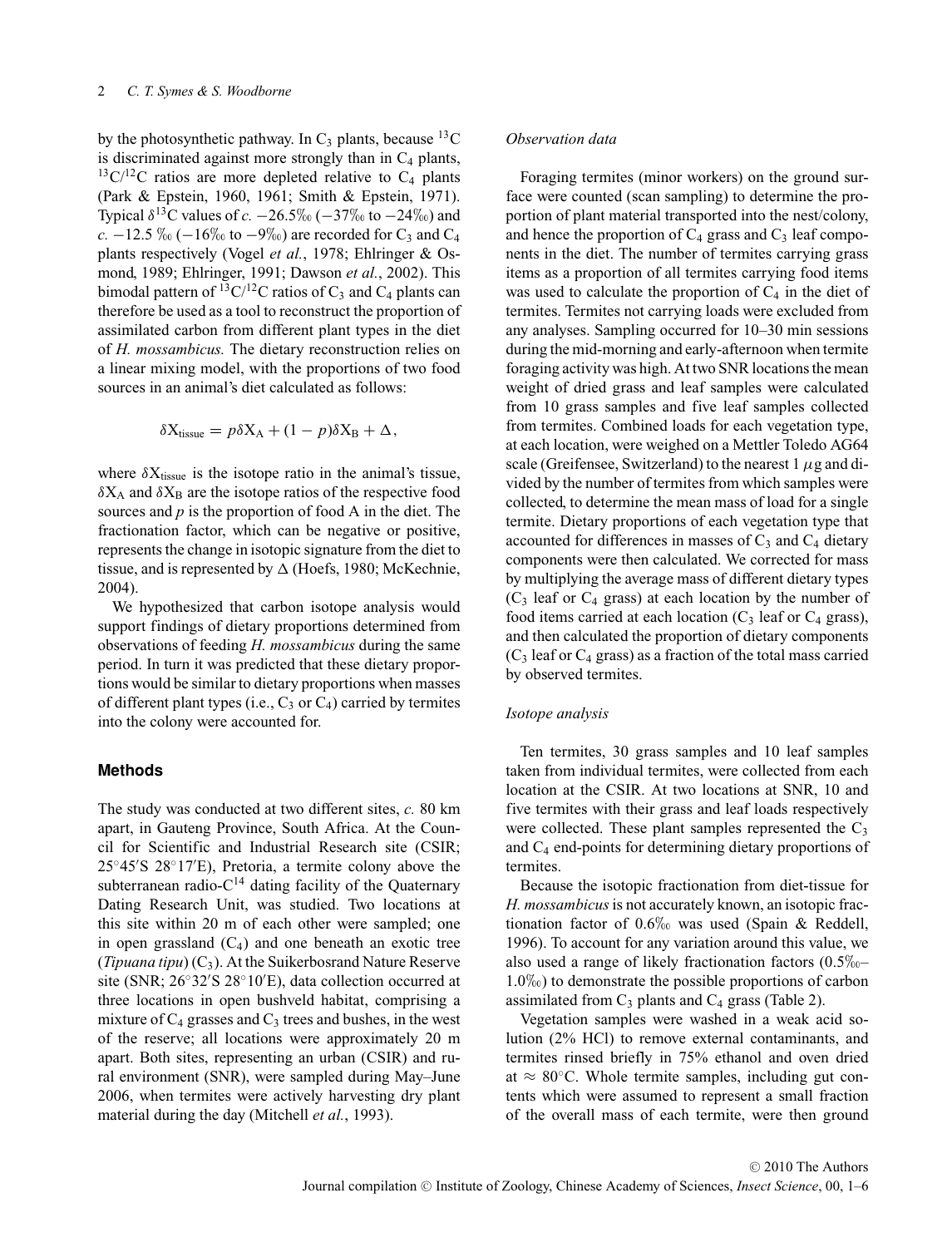by the photosynthetic pathway. In $C_3$ plants, because $^{13}C$ is discriminated against more strongly than in $C_4$ plants, $^{13}C/^{12}C$ ratios are more depleted relative to $C_4$ plants (Park & Epstein, 1960, 1961; Smith & Epstein, 1971). Typical $\delta^{13}C$ values of *c.* −26.5‰ (−37‰ to −24‰) and *c.* −12.5 ‰ (−16‰ to −9‰) are recorded for $C_3$ and $C_4$ plants respectively (Vogel *et al.*, 1978; Ehlringer & Osmond, 1989; Ehlringer, 1991; Dawson *et al.*, 2002). This bimodal pattern of $^{13}C/^{12}C$ ratios of $C_3$ and $C_4$ plants can therefore be used as a tool to reconstruct the proportion of assimilated carbon from different plant types in the diet of *H. mossambicus.* The dietary reconstruction relies on a linear mixing model, with the proportions of two food sources in an animal's diet calculated as follows:

$$\delta X_{\text{tissue}} = p\delta X_A + (1 - p)\delta X_B + \Delta,$$

where $\delta X_{\text{tissue}}$ is the isotope ratio in the animal's tissue, $\delta X_A$ and $\delta X_B$ are the isotope ratios of the respective food sources and $p$ is the proportion of food A in the diet. The fractionation factor, which can be negative or positive, represents the change in isotopic signature from the diet to tissue, and is represented by $\Delta$ (Hoefs, 1980; McKechnie, 2004).

We hypothesized that carbon isotope analysis would support findings of dietary proportions determined from observations of feeding *H. mossambicus* during the same period. In turn it was predicted that these dietary proportions would be similar to dietary proportions when masses of different plant types (i.e., $C_3$ or $C_4$) carried by termites into the colony were accounted for.

## Methods

The study was conducted at two different sites, *c.* 80 km apart, in Gauteng Province, South Africa. At the Council for Scientific and Industrial Research site (CSIR; 25°45′S 28°17′E), Pretoria, a termite colony above the subterranean radio-$C^{14}$ dating facility of the Quaternary Dating Research Unit, was studied. Two locations at this site within 20 m of each other were sampled; one in open grassland ($C_4$) and one beneath an exotic tree (*Tipuana tipu*) ($C_3$). At the Suikerbosrand Nature Reserve site (SNR; 26°32′S 28°10′E), data collection occurred at three locations in open bushveld habitat, comprising a mixture of $C_4$ grasses and $C_3$ trees and bushes, in the west of the reserve; all locations were approximately 20 m apart. Both sites, representing an urban (CSIR) and rural environment (SNR), were sampled during May–June 2006, when termites were actively harvesting dry plant material during the day (Mitchell *et al.*, 1993).

### Observation data

Foraging termites (minor workers) on the ground surface were counted (scan sampling) to determine the proportion of plant material transported into the nest/colony, and hence the proportion of $C_4$ grass and $C_3$ leaf components in the diet. The number of termites carrying grass items as a proportion of all termites carrying food items was used to calculate the proportion of $C_4$ in the diet of termites. Termites not carrying loads were excluded from any analyses. Sampling occurred for 10–30 min sessions during the mid-morning and early-afternoon when termite foraging activity was high. At two SNR locations the mean weight of dried grass and leaf samples were calculated from 10 grass samples and five leaf samples collected from termites. Combined loads for each vegetation type, at each location, were weighed on a Mettler Toledo AG64 scale (Greifensee, Switzerland) to the nearest 1 $\mu$g and divided by the number of termites from which samples were collected, to determine the mean mass of load for a single termite. Dietary proportions of each vegetation type that accounted for differences in masses of $C_3$ and $C_4$ dietary components were then calculated. We corrected for mass by multiplying the average mass of different dietary types ($C_3$ leaf or $C_4$ grass) at each location by the number of food items carried at each location ($C_3$ leaf or $C_4$ grass), and then calculated the proportion of dietary components ($C_3$ leaf or $C_4$ grass) as a fraction of the total mass carried by observed termites.

### Isotope analysis

Ten termites, 30 grass samples and 10 leaf samples taken from individual termites, were collected from each location at the CSIR. At two locations at SNR, 10 and five termites with their grass and leaf loads respectively were collected. These plant samples represented the $C_3$ and $C_4$ end-points for determining dietary proportions of termites.

Because the isotopic fractionation from diet-tissue for *H. mossambicus* is not accurately known, an isotopic fractionation factor of 0.6‰ was used (Spain & Reddell, 1996). To account for any variation around this value, we also used a range of likely fractionation factors (0.5‰–1.0‰) to demonstrate the possible proportions of carbon assimilated from $C_3$ plants and $C_4$ grass (Table 2).

Vegetation samples were washed in a weak acid solution (2% HCl) to remove external contaminants, and termites rinsed briefly in 75% ethanol and oven dried at ≈ 80°C. Whole termite samples, including gut contents which were assumed to represent a small fraction of the overall mass of each termite, were then ground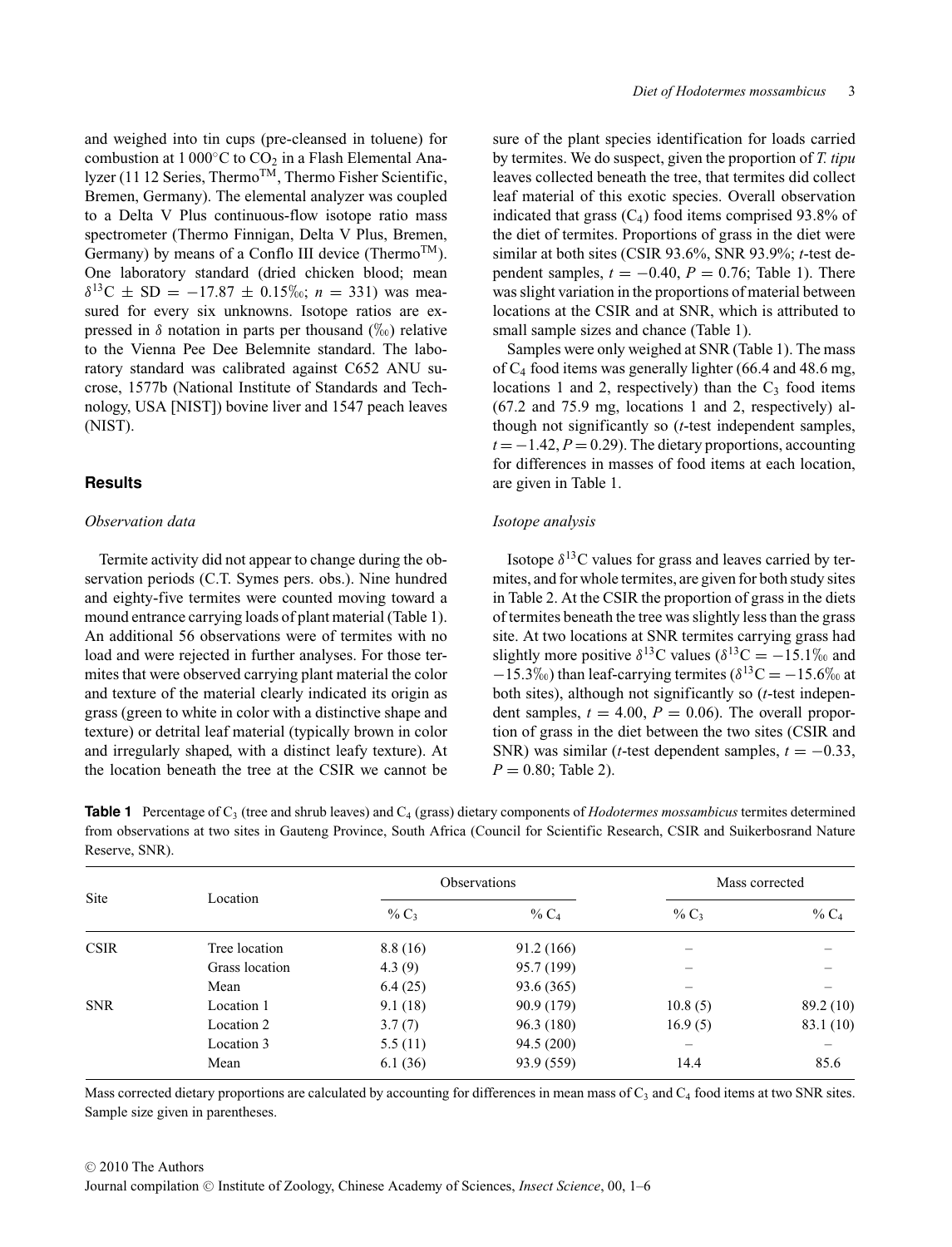and weighed into tin cups (pre-cleansed in toluene) for combustion at 1 000°C to $CO_2$ in a Flash Elemental Analyzer (11 12 Series, Thermo™, Thermo Fisher Scientific, Bremen, Germany). The elemental analyzer was coupled to a Delta V Plus continuous-flow isotope ratio mass spectrometer (Thermo Finnigan, Delta V Plus, Bremen, Germany) by means of a Conflo III device (Thermo™). One laboratory standard (dried chicken blood; mean $\delta^{13}C \pm SD = -17.87 \pm 0.15$‰; $n = 331$) was measured for every six unknowns. Isotope ratios are expressed in $\delta$ notation in parts per thousand (‰) relative to the Vienna Pee Dee Belemnite standard. The laboratory standard was calibrated against C652 ANU sucrose, 1577b (National Institute of Standards and Technology, USA [NIST]) bovine liver and 1547 peach leaves (NIST).

## Results

### Observation data

Termite activity did not appear to change during the observation periods (C.T. Symes pers. obs.). Nine hundred and eighty-five termites were counted moving toward a mound entrance carrying loads of plant material (Table 1). An additional 56 observations were of termites with no load and were rejected in further analyses. For those termites that were observed carrying plant material the color and texture of the material clearly indicated its origin as grass (green to white in color with a distinctive shape and texture) or detrital leaf material (typically brown in color and irregularly shaped, with a distinct leafy texture). At the location beneath the tree at the CSIR we cannot be sure of the plant species identification for loads carried by termites. We do suspect, given the proportion of *T. tipu* leaves collected beneath the tree, that termites did collect leaf material of this exotic species. Overall observation indicated that grass ($C_4$) food items comprised 93.8% of the diet of termites. Proportions of grass in the diet were similar at both sites (CSIR 93.6%, SNR 93.9%; *t*-test dependent samples, $t = -0.40$, $P = 0.76$; Table 1). There was slight variation in the proportions of material between locations at the CSIR and at SNR, which is attributed to small sample sizes and chance (Table 1).

Samples were only weighed at SNR (Table 1). The mass of $C_4$ food items was generally lighter (66.4 and 48.6 mg, locations 1 and 2, respectively) than the $C_3$ food items (67.2 and 75.9 mg, locations 1 and 2, respectively) although not significantly so (*t*-test independent samples, $t = -1.42$, $P = 0.29$). The dietary proportions, accounting for differences in masses of food items at each location, are given in Table 1.

### Isotope analysis

Isotope $\delta^{13}C$ values for grass and leaves carried by termites, and for whole termites, are given for both study sites in Table 2. At the CSIR the proportion of grass in the diets of termites beneath the tree was slightly less than the grass site. At two locations at SNR termites carrying grass had slightly more positive $\delta^{13}C$ values ($\delta^{13}C = -15.1$‰ and $-15.3$‰) than leaf-carrying termites ($\delta^{13}C = -15.6$‰ at both sites), although not significantly so (*t*-test independent samples, $t = 4.00$, $P = 0.06$). The overall proportion of grass in the diet between the two sites (CSIR and SNR) was similar (*t*-test dependent samples, $t = -0.33$, $P = 0.80$; Table 2).

**Table 1** Percentage of $C_3$ (tree and shrub leaves) and $C_4$ (grass) dietary components of *Hodotermes mossambicus* termites determined from observations at two sites in Gauteng Province, South Africa (Council for Scientific Research, CSIR and Suikerbosrand Nature Reserve, SNR).

| Site | Location | Observations | | Mass corrected | |
|---|---|---|---|---|---|
| | | % $C_3$ | % $C_4$ | % $C_3$ | % $C_4$ |
| CSIR | Tree location | 8.8 (16) | 91.2 (166) | – | – |
| | Grass location | 4.3 (9) | 95.7 (199) | – | – |
| | Mean | 6.4 (25) | 93.6 (365) | – | – |
| SNR | Location 1 | 9.1 (18) | 90.9 (179) | 10.8 (5) | 89.2 (10) |
| | Location 2 | 3.7 (7) | 96.3 (180) | 16.9 (5) | 83.1 (10) |
| | Location 3 | 5.5 (11) | 94.5 (200) | – | – |
| | Mean | 6.1 (36) | 93.9 (559) | 14.4 | 85.6 |

Mass corrected dietary proportions are calculated by accounting for differences in mean mass of $C_3$ and $C_4$ food items at two SNR sites. Sample size given in parentheses.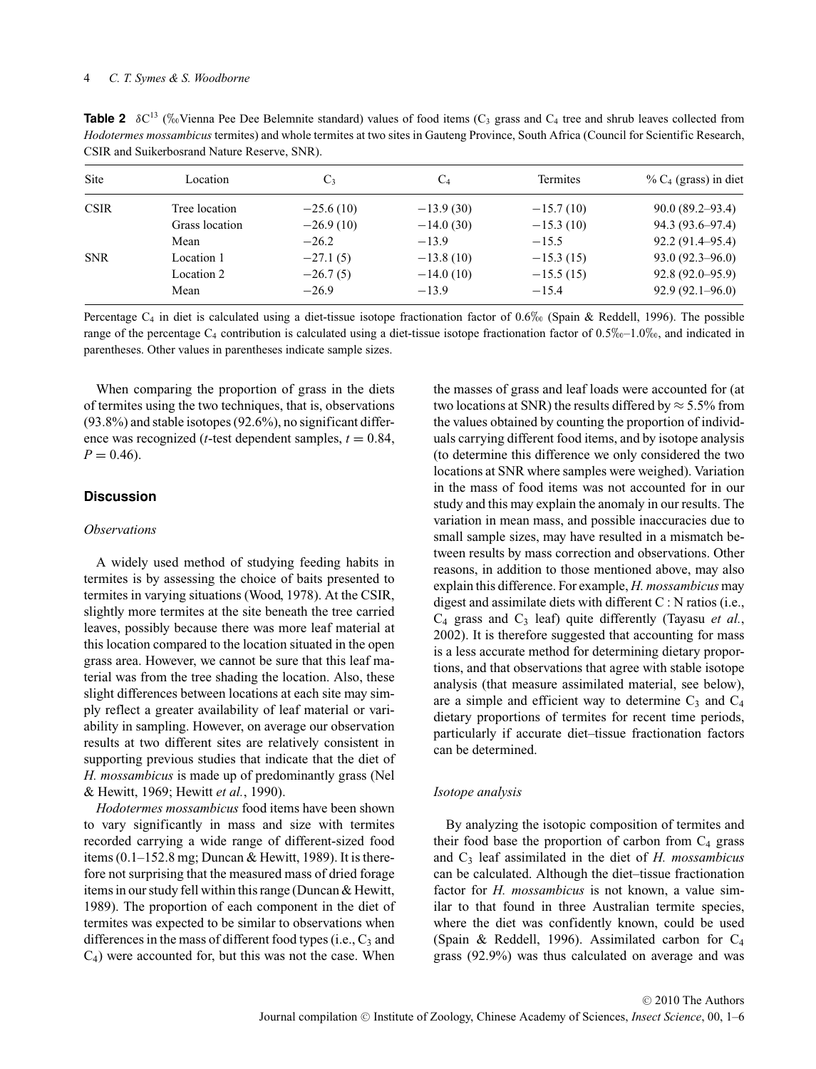**Table 2** $\delta C^{13}$ (‰Vienna Pee Dee Belemnite standard) values of food items ($C_3$ grass and $C_4$ tree and shrub leaves collected from *Hodotermes mossambicus* termites) and whole termites at two sites in Gauteng Province, South Africa (Council for Scientific Research, CSIR and Suikerbosrand Nature Reserve, SNR).

| Site | Location | $C_3$ | $C_4$ | Termites | % $C_4$ (grass) in diet |
|---|---|---|---|---|---|
| CSIR | Tree location | −25.6 (10) | −13.9 (30) | −15.7 (10) | 90.0 (89.2–93.4) |
| | Grass location | −26.9 (10) | −14.0 (30) | −15.3 (10) | 94.3 (93.6–97.4) |
| | Mean | −26.2 | −13.9 | −15.5 | 92.2 (91.4–95.4) |
| SNR | Location 1 | −27.1 (5) | −13.8 (10) | −15.3 (15) | 93.0 (92.3–96.0) |
| | Location 2 | −26.7 (5) | −14.0 (10) | −15.5 (15) | 92.8 (92.0–95.9) |
| | Mean | −26.9 | −13.9 | −15.4 | 92.9 (92.1–96.0) |

Percentage $C_4$ in diet is calculated using a diet-tissue isotope fractionation factor of 0.6‰ (Spain & Reddell, 1996). The possible range of the percentage $C_4$ contribution is calculated using a diet-tissue isotope fractionation factor of 0.5‰–1.0‰, and indicated in parentheses. Other values in parentheses indicate sample sizes.

When comparing the proportion of grass in the diets of termites using the two techniques, that is, observations (93.8%) and stable isotopes (92.6%), no significant difference was recognized (*t*-test dependent samples, $t = 0.84$, $P = 0.46$).

## Discussion

### *Observations*

A widely used method of studying feeding habits in termites is by assessing the choice of baits presented to termites in varying situations (Wood, 1978). At the CSIR, slightly more termites at the site beneath the tree carried leaves, possibly because there was more leaf material at this location compared to the location situated in the open grass area. However, we cannot be sure that this leaf material was from the tree shading the location. Also, these slight differences between locations at each site may simply reflect a greater availability of leaf material or variability in sampling. However, on average our observation results at two different sites are relatively consistent in supporting previous studies that indicate that the diet of *H. mossambicus* is made up of predominantly grass (Nel & Hewitt, 1969; Hewitt *et al.*, 1990).

*Hodotermes mossambicus* food items have been shown to vary significantly in mass and size with termites recorded carrying a wide range of different-sized food items (0.1–152.8 mg; Duncan & Hewitt, 1989). It is therefore not surprising that the measured mass of dried forage items in our study fell within this range (Duncan & Hewitt, 1989). The proportion of each component in the diet of termites was expected to be similar to observations when differences in the mass of different food types (i.e., $C_3$ and $C_4$) were accounted for, but this was not the case. When the masses of grass and leaf loads were accounted for (at two locations at SNR) the results differed by ≈ 5.5% from the values obtained by counting the proportion of individuals carrying different food items, and by isotope analysis (to determine this difference we only considered the two locations at SNR where samples were weighed). Variation in the mass of food items was not accounted for in our study and this may explain the anomaly in our results. The variation in mean mass, and possible inaccuracies due to small sample sizes, may have resulted in a mismatch between results by mass correction and observations. Other reasons, in addition to those mentioned above, may also explain this difference. For example, *H. mossambicus* may digest and assimilate diets with different C : N ratios (i.e., $C_4$ grass and $C_3$ leaf) quite differently (Tayasu *et al.*, 2002). It is therefore suggested that accounting for mass is a less accurate method for determining dietary proportions, and that observations that agree with stable isotope analysis (that measure assimilated material, see below), are a simple and efficient way to determine $C_3$ and $C_4$ dietary proportions of termites for recent time periods, particularly if accurate diet–tissue fractionation factors can be determined.

### *Isotope analysis*

By analyzing the isotopic composition of termites and their food base the proportion of carbon from $C_4$ grass and $C_3$ leaf assimilated in the diet of *H. mossambicus* can be calculated. Although the diet–tissue fractionation factor for *H. mossambicus* is not known, a value similar to that found in three Australian termite species, where the diet was confidently known, could be used (Spain & Reddell, 1996). Assimilated carbon for $C_4$ grass (92.9%) was thus calculated on average and was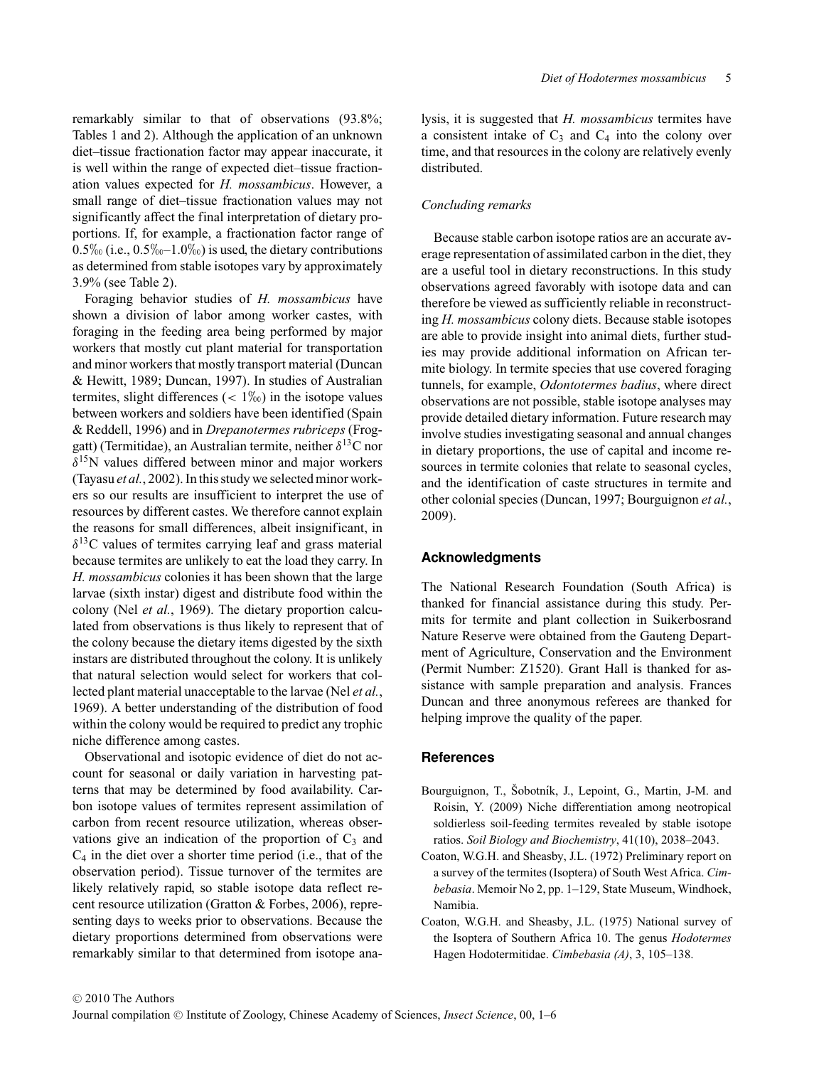remarkably similar to that of observations (93.8%; Tables 1 and 2). Although the application of an unknown diet–tissue fractionation factor may appear inaccurate, it is well within the range of expected diet–tissue fractionation values expected for *H. mossambicus*. However, a small range of diet–tissue fractionation values may not significantly affect the final interpretation of dietary proportions. If, for example, a fractionation factor range of 0.5‰ (i.e., 0.5‰–1.0‰) is used, the dietary contributions as determined from stable isotopes vary by approximately 3.9% (see Table 2).

Foraging behavior studies of *H. mossambicus* have shown a division of labor among worker castes, with foraging in the feeding area being performed by major workers that mostly cut plant material for transportation and minor workers that mostly transport material (Duncan & Hewitt, 1989; Duncan, 1997). In studies of Australian termites, slight differences (< 1‰) in the isotope values between workers and soldiers have been identified (Spain & Reddell, 1996) and in *Drepanotermes rubriceps* (Froggatt) (Termitidae), an Australian termite, neither $\delta^{13}$C nor $\delta^{15}$N values differed between minor and major workers (Tayasu *et al.*, 2002). In this study we selected minor workers so our results are insufficient to interpret the use of resources by different castes. We therefore cannot explain the reasons for small differences, albeit insignificant, in $\delta^{13}$C values of termites carrying leaf and grass material because termites are unlikely to eat the load they carry. In *H. mossambicus* colonies it has been shown that the large larvae (sixth instar) digest and distribute food within the colony (Nel *et al.*, 1969). The dietary proportion calculated from observations is thus likely to represent that of the colony because the dietary items digested by the sixth instars are distributed throughout the colony. It is unlikely that natural selection would select for workers that collected plant material unacceptable to the larvae (Nel *et al.*, 1969). A better understanding of the distribution of food within the colony would be required to predict any trophic niche difference among castes.

Observational and isotopic evidence of diet do not account for seasonal or daily variation in harvesting patterns that may be determined by food availability. Carbon isotope values of termites represent assimilation of carbon from recent resource utilization, whereas observations give an indication of the proportion of $C_3$ and $C_4$ in the diet over a shorter time period (i.e., that of the observation period). Tissue turnover of the termites are likely relatively rapid, so stable isotope data reflect recent resource utilization (Gratton & Forbes, 2006), representing days to weeks prior to observations. Because the dietary proportions determined from observations were remarkably similar to that determined from isotope analysis, it is suggested that *H. mossambicus* termites have a consistent intake of $C_3$ and $C_4$ into the colony over time, and that resources in the colony are relatively evenly distributed.

### *Concluding remarks*

Because stable carbon isotope ratios are an accurate average representation of assimilated carbon in the diet, they are a useful tool in dietary reconstructions. In this study observations agreed favorably with isotope data and can therefore be viewed as sufficiently reliable in reconstructing *H. mossambicus* colony diets. Because stable isotopes are able to provide insight into animal diets, further studies may provide additional information on African termite biology. In termite species that use covered foraging tunnels, for example, *Odontotermes badius*, where direct observations are not possible, stable isotope analyses may provide detailed dietary information. Future research may involve studies investigating seasonal and annual changes in dietary proportions, the use of capital and income resources in termite colonies that relate to seasonal cycles, and the identification of caste structures in termite and other colonial species (Duncan, 1997; Bourguignon *et al.*, 2009).

## Acknowledgments

The National Research Foundation (South Africa) is thanked for financial assistance during this study. Permits for termite and plant collection in Suikerbosrand Nature Reserve were obtained from the Gauteng Department of Agriculture, Conservation and the Environment (Permit Number: Z1520). Grant Hall is thanked for assistance with sample preparation and analysis. Frances Duncan and three anonymous referees are thanked for helping improve the quality of the paper.

## References

Bourguignon, T., Šobotník, J., Lepoint, G., Martin, J-M. and Roisin, Y. (2009) Niche differentiation among neotropical soldierless soil-feeding termites revealed by stable isotope ratios. *Soil Biology and Biochemistry*, 41(10), 2038–2043.

Coaton, W.G.H. and Sheasby, J.L. (1972) Preliminary report on a survey of the termites (Isoptera) of South West Africa. *Cimbebasia*. Memoir No 2, pp. 1–129, State Museum, Windhoek, Namibia.

Coaton, W.G.H. and Sheasby, J.L. (1975) National survey of the Isoptera of Southern Africa 10. The genus *Hodotermes* Hagen Hodotermitidae. *Cimbebasia (A)*, 3, 105–138.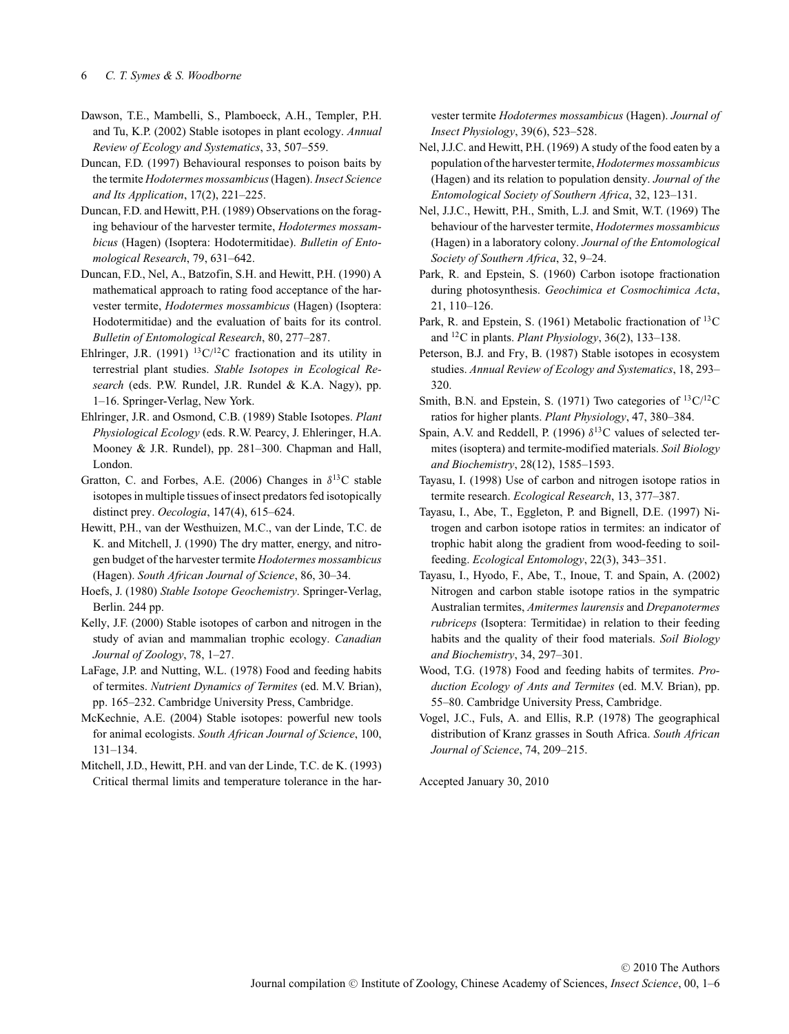Dawson, T.E., Mambelli, S., Plamboeck, A.H., Templer, P.H. and Tu, K.P. (2002) Stable isotopes in plant ecology. *Annual Review of Ecology and Systematics*, 33, 507–559.

Duncan, F.D. (1997) Behavioural responses to poison baits by the termite *Hodotermes mossambicus* (Hagen). *Insect Science and Its Application*, 17(2), 221–225.

Duncan, F.D. and Hewitt, P.H. (1989) Observations on the foraging behaviour of the harvester termite, *Hodotermes mossambicus* (Hagen) (Isoptera: Hodotermitidae). *Bulletin of Entomological Research*, 79, 631–642.

Duncan, F.D., Nel, A., Batzofin, S.H. and Hewitt, P.H. (1990) A mathematical approach to rating food acceptance of the harvester termite, *Hodotermes mossambicus* (Hagen) (Isoptera: Hodotermitidae) and the evaluation of baits for its control. *Bulletin of Entomological Research*, 80, 277–287.

Ehlringer, J.R. (1991) $^{13}C/^{12}C$ fractionation and its utility in terrestrial plant studies. *Stable Isotopes in Ecological Research* (eds. P.W. Rundel, J.R. Rundel & K.A. Nagy), pp. 1–16. Springer-Verlag, New York.

Ehlringer, J.R. and Osmond, C.B. (1989) Stable Isotopes. *Plant Physiological Ecology* (eds. R.W. Pearcy, J. Ehleringer, H.A. Mooney & J.R. Rundel), pp. 281–300. Chapman and Hall, London.

Gratton, C. and Forbes, A.E. (2006) Changes in $\delta^{13}C$ stable isotopes in multiple tissues of insect predators fed isotopically distinct prey. *Oecologia*, 147(4), 615–624.

Hewitt, P.H., van der Westhuizen, M.C., van der Linde, T.C. de K. and Mitchell, J. (1990) The dry matter, energy, and nitrogen budget of the harvester termite *Hodotermes mossambicus* (Hagen). *South African Journal of Science*, 86, 30–34.

Hoefs, J. (1980) *Stable Isotope Geochemistry*. Springer-Verlag, Berlin. 244 pp.

Kelly, J.F. (2000) Stable isotopes of carbon and nitrogen in the study of avian and mammalian trophic ecology. *Canadian Journal of Zoology*, 78, 1–27.

LaFage, J.P. and Nutting, W.L. (1978) Food and feeding habits of termites. *Nutrient Dynamics of Termites* (ed. M.V. Brian), pp. 165–232. Cambridge University Press, Cambridge.

McKechnie, A.E. (2004) Stable isotopes: powerful new tools for animal ecologists. *South African Journal of Science*, 100, 131–134.

Mitchell, J.D., Hewitt, P.H. and van der Linde, T.C. de K. (1993) Critical thermal limits and temperature tolerance in the harvester termite *Hodotermes mossambicus* (Hagen). *Journal of Insect Physiology*, 39(6), 523–528.

Nel, J.J.C. and Hewitt, P.H. (1969) A study of the food eaten by a population of the harvester termite, *Hodotermes mossambicus* (Hagen) and its relation to population density. *Journal of the Entomological Society of Southern Africa*, 32, 123–131.

Nel, J.J.C., Hewitt, P.H., Smith, L.J. and Smit, W.T. (1969) The behaviour of the harvester termite, *Hodotermes mossambicus* (Hagen) in a laboratory colony. *Journal of the Entomological Society of Southern Africa*, 32, 9–24.

Park, R. and Epstein, S. (1960) Carbon isotope fractionation during photosynthesis. *Geochimica et Cosmochimica Acta*, 21, 110–126.

Park, R. and Epstein, S. (1961) Metabolic fractionation of $^{13}C$ and $^{12}C$ in plants. *Plant Physiology*, 36(2), 133–138.

Peterson, B.J. and Fry, B. (1987) Stable isotopes in ecosystem studies. *Annual Review of Ecology and Systematics*, 18, 293–320.

Smith, B.N. and Epstein, S. (1971) Two categories of $^{13}C/^{12}C$ ratios for higher plants. *Plant Physiology*, 47, 380–384.

Spain, A.V. and Reddell, P. (1996) $\delta^{13}C$ values of selected termites (isoptera) and termite-modified materials. *Soil Biology and Biochemistry*, 28(12), 1585–1593.

Tayasu, I. (1998) Use of carbon and nitrogen isotope ratios in termite research. *Ecological Research*, 13, 377–387.

Tayasu, I., Abe, T., Eggleton, P. and Bignell, D.E. (1997) Nitrogen and carbon isotope ratios in termites: an indicator of trophic habit along the gradient from wood-feeding to soil-feeding. *Ecological Entomology*, 22(3), 343–351.

Tayasu, I., Hyodo, F., Abe, T., Inoue, T. and Spain, A. (2002) Nitrogen and carbon stable isotope ratios in the sympatric Australian termites, *Amitermes laurensis* and *Drepanotermes rubriceps* (Isoptera: Termitidae) in relation to their feeding habits and the quality of their food materials. *Soil Biology and Biochemistry*, 34, 297–301.

Wood, T.G. (1978) Food and feeding habits of termites. *Production Ecology of Ants and Termites* (ed. M.V. Brian), pp. 55–80. Cambridge University Press, Cambridge.

Vogel, J.C., Fuls, A. and Ellis, R.P. (1978) The geographical distribution of Kranz grasses in South Africa. *South African Journal of Science*, 74, 209–215.

Accepted January 30, 2010